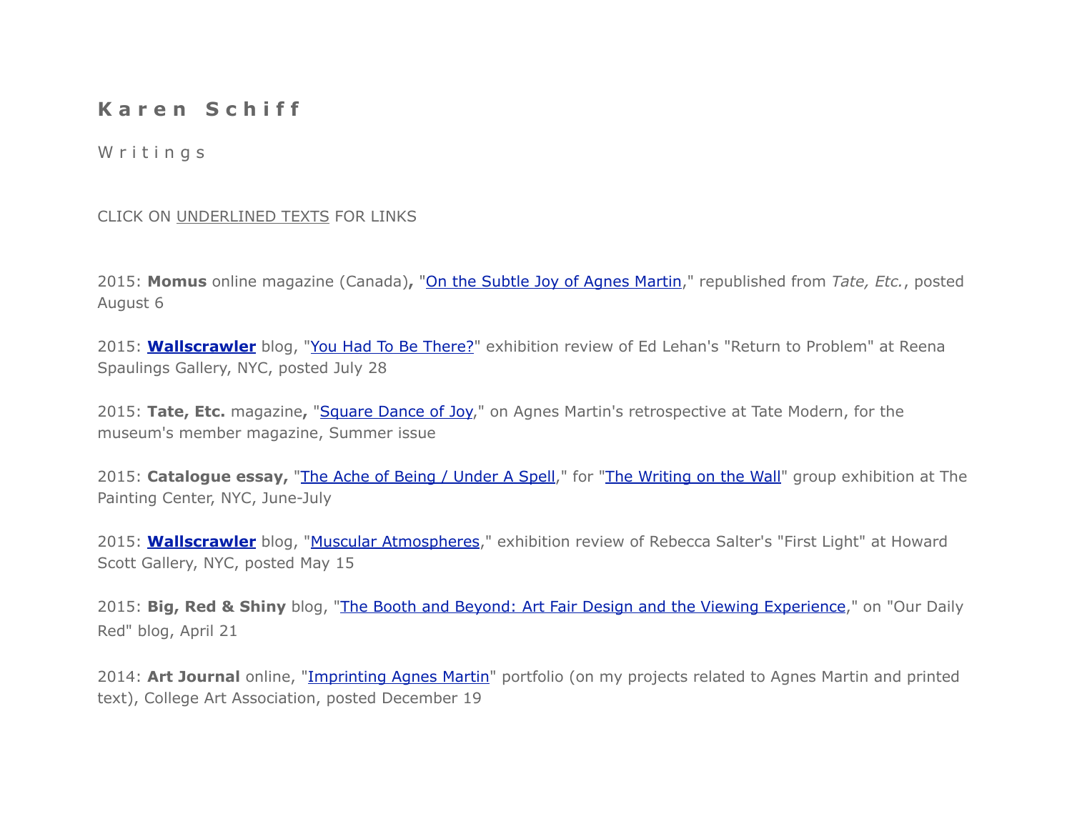# K a r e n   S c h i f f

## W r i t i n g s

CLICK ON UNDERLINED TEXTS FOR LINKS

2015: **Momus** online magazine (Canada)**,** "On the Subtle Joy of Agnes Martin," republished from *Tate, Etc.*, posted August 6

2015: **Wallscrawler** blog, "You Had To Be There?" exhibition review of Ed Lehan's "Return to Problem" at Reena Spaulings Gallery, NYC, posted July 28

2015: **Tate, Etc.** magazine**,** "Square Dance of Joy," on Agnes Martin's retrospective at Tate Modern, for the museum's member magazine, Summer issue

2015: **Catalogue essay,** "The Ache of Being / Under A Spell," for "The Writing on the Wall" group exhibition at The Painting Center, NYC, June-July

2015: **Wallscrawler** blog, "Muscular Atmospheres," exhibition review of Rebecca Salter's "First Light" at Howard Scott Gallery, NYC, posted May 15

2015: **Big, Red & Shiny** blog, "The Booth and Beyond: Art Fair Design and the Viewing Experience," on "Our Daily Red" blog, April 21

2014: **Art Journal** online, "Imprinting Agnes Martin" portfolio (on my projects related to Agnes Martin and printed text), College Art Association, posted December 19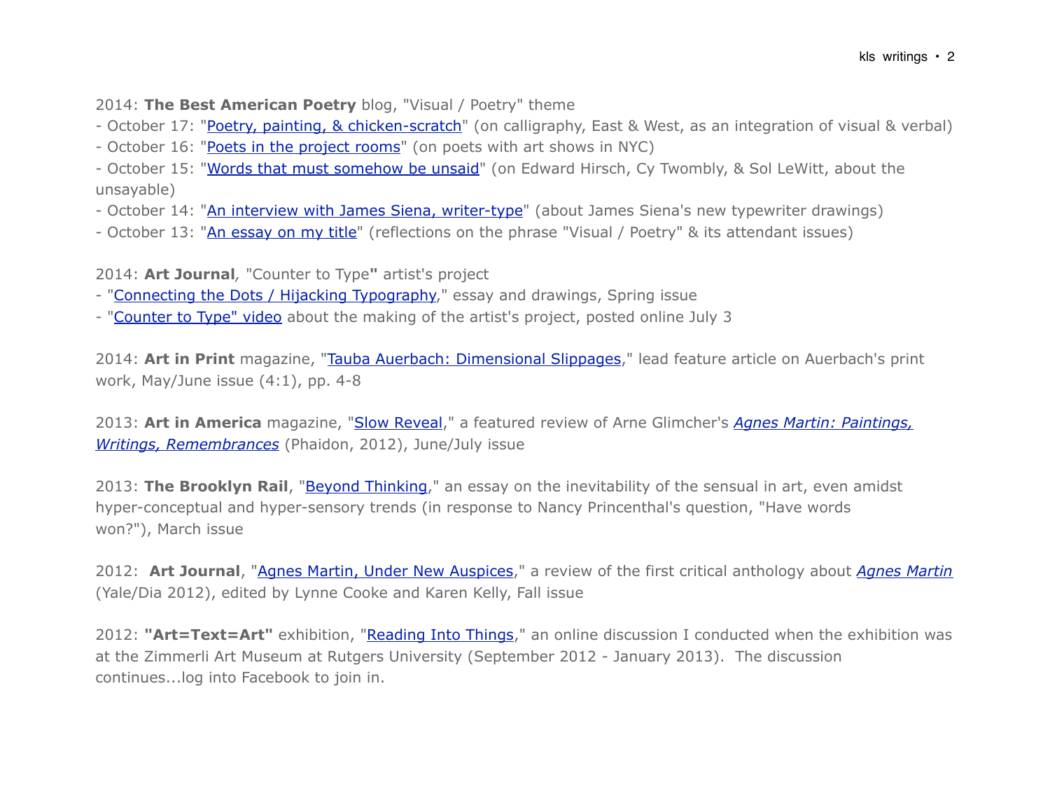2014: **The Best American Poetry** blog, "Visual / Poetry" theme
- October 17: "Poetry, painting, & chicken-scratch" (on calligraphy, East & West, as an integration of visual & verbal)
- October 16: "Poets in the project rooms" (on poets with art shows in NYC)
- October 15: "Words that must somehow be unsaid" (on Edward Hirsch, Cy Twombly, & Sol LeWitt, about the unsayable)
- October 14: "An interview with James Siena, writer-type" (about James Siena's new typewriter drawings)
- October 13: "An essay on my title" (reflections on the phrase "Visual / Poetry" & its attendant issues)

2014: **Art Journal**, "Counter to Type**"** artist's project
- "Connecting the Dots / Hijacking Typography," essay and drawings, Spring issue
- "Counter to Type" video about the making of the artist's project, posted online July 3

2014: **Art in Print** magazine, "Tauba Auerbach: Dimensional Slippages," lead feature article on Auerbach's print work, May/June issue (4:1), pp. 4-8

2013: **Art in America** magazine, "Slow Reveal," a featured review of Arne Glimcher's *Agnes Martin: Paintings, Writings, Remembrances* (Phaidon, 2012), June/July issue

2013: **The Brooklyn Rail**, "Beyond Thinking," an essay on the inevitability of the sensual in art, even amidst hyper-conceptual and hyper-sensory trends (in response to Nancy Princenthal's question, "Have words won?"), March issue

2012: **Art Journal**, "Agnes Martin, Under New Auspices," a review of the first critical anthology about *Agnes Martin* (Yale/Dia 2012), edited by Lynne Cooke and Karen Kelly, Fall issue

2012: **"Art=Text=Art"** exhibition, "Reading Into Things," an online discussion I conducted when the exhibition was at the Zimmerli Art Museum at Rutgers University (September 2012 - January 2013). The discussion continues...log into Facebook to join in.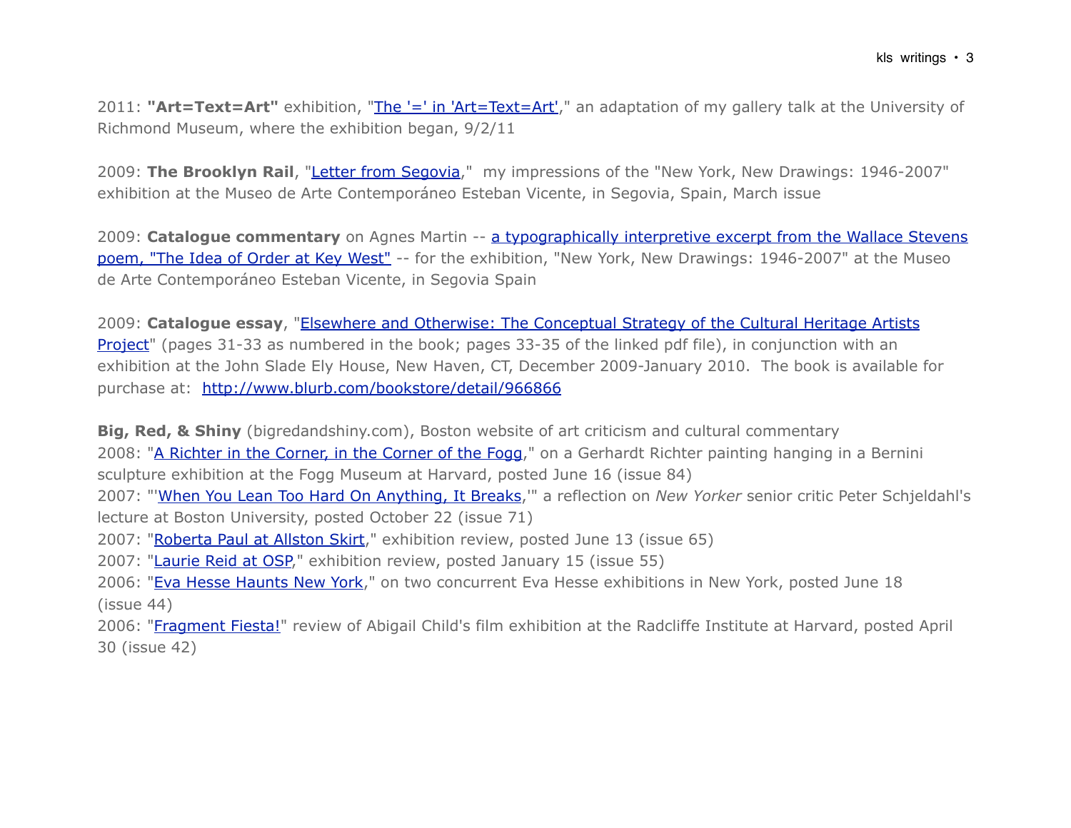2011: **"Art=Text=Art"** exhibition, "The '=' in 'Art=Text=Art'," an adaptation of my gallery talk at the University of Richmond Museum, where the exhibition began, 9/2/11

2009: **The Brooklyn Rail**, "Letter from Segovia," my impressions of the "New York, New Drawings: 1946-2007" exhibition at the Museo de Arte Contemporáneo Esteban Vicente, in Segovia, Spain, March issue

2009: **Catalogue commentary** on Agnes Martin -- a typographically interpretive excerpt from the Wallace Stevens poem, "The Idea of Order at Key West" -- for the exhibition, "New York, New Drawings: 1946-2007" at the Museo de Arte Contemporáneo Esteban Vicente, in Segovia Spain

2009: **Catalogue essay**, "Elsewhere and Otherwise: The Conceptual Strategy of the Cultural Heritage Artists Project" (pages 31-33 as numbered in the book; pages 33-35 of the linked pdf file), in conjunction with an exhibition at the John Slade Ely House, New Haven, CT, December 2009-January 2010. The book is available for purchase at: http://www.blurb.com/bookstore/detail/966866

**Big, Red, & Shiny** (bigredandshiny.com), Boston website of art criticism and cultural commentary
2008: "A Richter in the Corner, in the Corner of the Fogg," on a Gerhardt Richter painting hanging in a Bernini sculpture exhibition at the Fogg Museum at Harvard, posted June 16 (issue 84)
2007: "'When You Lean Too Hard On Anything, It Breaks,'" a reflection on *New Yorker* senior critic Peter Schjeldahl's lecture at Boston University, posted October 22 (issue 71)
2007: "Roberta Paul at Allston Skirt," exhibition review, posted June 13 (issue 65)
2007: "Laurie Reid at OSP," exhibition review, posted January 15 (issue 55)
2006: "Eva Hesse Haunts New York," on two concurrent Eva Hesse exhibitions in New York, posted June 18 (issue 44)
2006: "Fragment Fiesta!" review of Abigail Child's film exhibition at the Radcliffe Institute at Harvard, posted April 30 (issue 42)